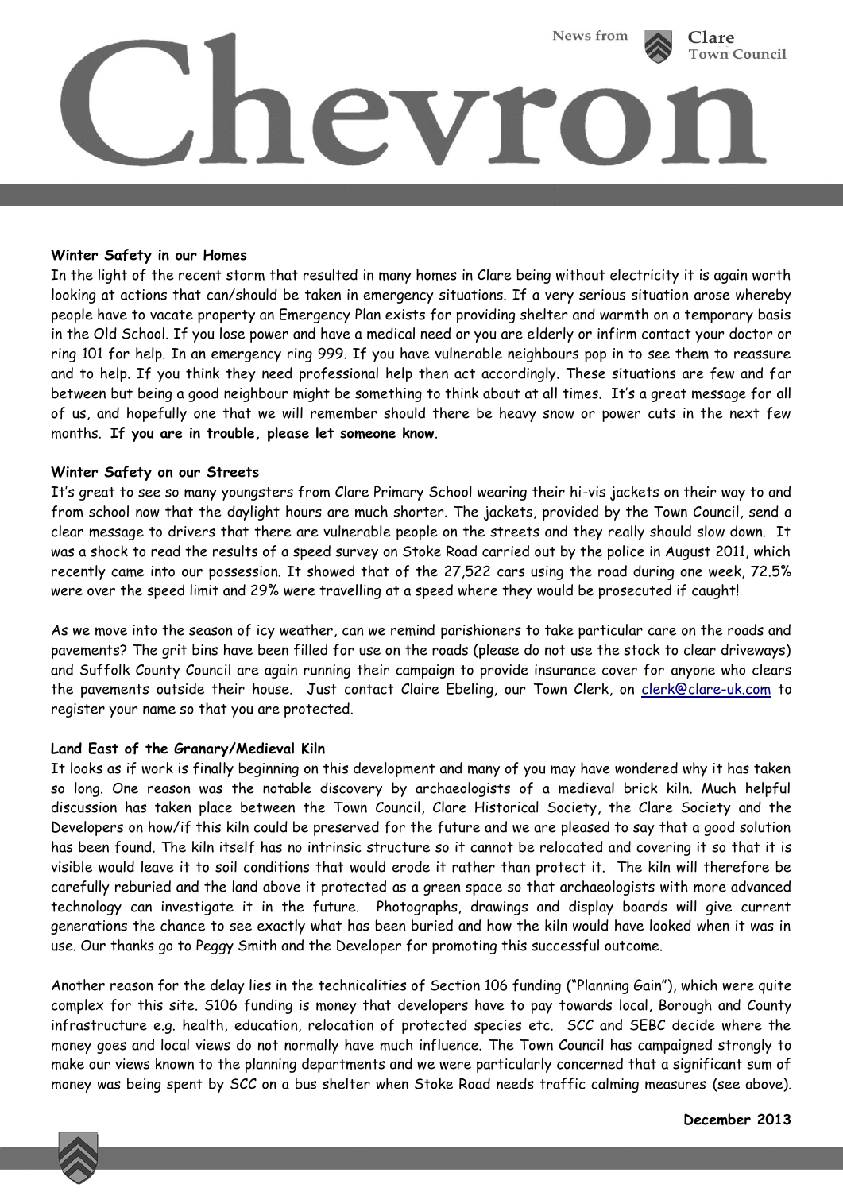# Chevron

News from Clare Town Council

**Winter Safety in our Homes**

In the light of the recent storm that resulted in many homes in Clare being without electricity it is again worth looking at actions that can/should be taken in emergency situations. If a very serious situation arose whereby people have to vacate property an Emergency Plan exists for providing shelter and warmth on a temporary basis in the Old School. If you lose power and have a medical need or you are elderly or infirm contact your doctor or ring 101 for help. In an emergency ring 999. If you have vulnerable neighbours pop in to see them to reassure and to help. If you think they need professional help then act accordingly. These situations are few and far between but being a good neighbour might be something to think about at all times. It's a great message for all of us, and hopefully one that we will remember should there be heavy snow or power cuts in the next few months. **If you are in trouble, please let someone know**.

**Winter Safety on our Streets**

It's great to see so many youngsters from Clare Primary School wearing their hi-vis jackets on their way to and from school now that the daylight hours are much shorter. The jackets, provided by the Town Council, send a clear message to drivers that there are vulnerable people on the streets and they really should slow down. It was a shock to read the results of a speed survey on Stoke Road carried out by the police in August 2011, which recently came into our possession. It showed that of the 27,522 cars using the road during one week, 72.5% were over the speed limit and 29% were travelling at a speed where they would be prosecuted if caught!

As we move into the season of icy weather, can we remind parishioners to take particular care on the roads and pavements? The grit bins have been filled for use on the roads (please do not use the stock to clear driveways) and Suffolk County Council are again running their campaign to provide insurance cover for anyone who clears the pavements outside their house. Just contact Claire Ebeling, our Town Clerk, on clerk@clare-uk.com to register your name so that you are protected.

**Land East of the Granary/Medieval Kiln**

It looks as if work is finally beginning on this development and many of you may have wondered why it has taken so long. One reason was the notable discovery by archaeologists of a medieval brick kiln. Much helpful discussion has taken place between the Town Council, Clare Historical Society, the Clare Society and the Developers on how/if this kiln could be preserved for the future and we are pleased to say that a good solution has been found. The kiln itself has no intrinsic structure so it cannot be relocated and covering it so that it is visible would leave it to soil conditions that would erode it rather than protect it. The kiln will therefore be carefully reburied and the land above it protected as a green space so that archaeologists with more advanced technology can investigate it in the future. Photographs, drawings and display boards will give current generations the chance to see exactly what has been buried and how the kiln would have looked when it was in use. Our thanks go to Peggy Smith and the Developer for promoting this successful outcome.

Another reason for the delay lies in the technicalities of Section 106 funding ("Planning Gain"), which were quite complex for this site. S106 funding is money that developers have to pay towards local, Borough and County infrastructure e.g. health, education, relocation of protected species etc. SCC and SEBC decide where the money goes and local views do not normally have much influence. The Town Council has campaigned strongly to make our views known to the planning departments and we were particularly concerned that a significant sum of money was being spent by SCC on a bus shelter when Stoke Road needs traffic calming measures (see above).

**December 2013**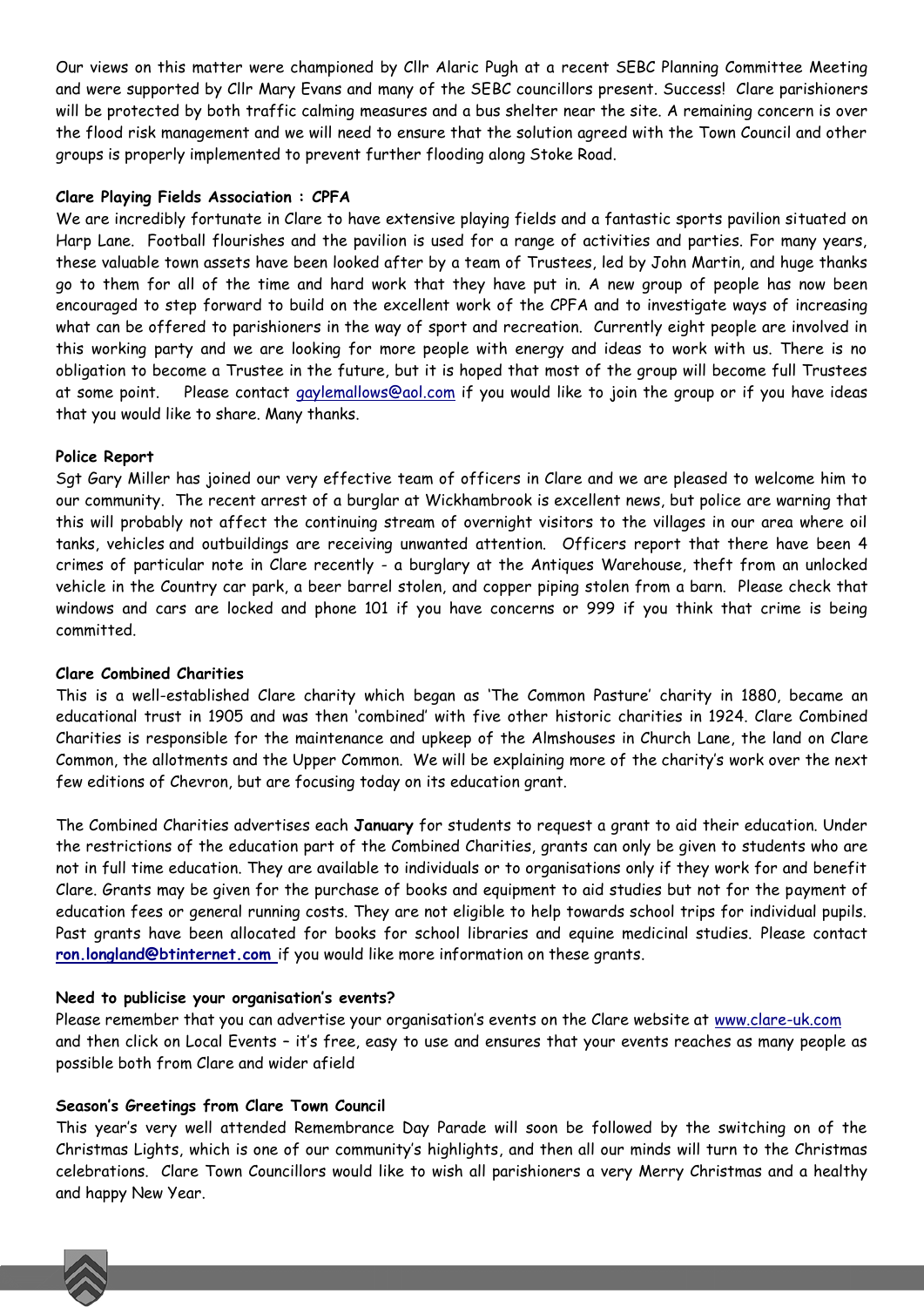Our views on this matter were championed by Cllr Alaric Pugh at a recent SEBC Planning Committee Meeting and were supported by Cllr Mary Evans and many of the SEBC councillors present. Success! Clare parishioners will be protected by both traffic calming measures and a bus shelter near the site. A remaining concern is over the flood risk management and we will need to ensure that the solution agreed with the Town Council and other groups is properly implemented to prevent further flooding along Stoke Road.

**Clare Playing Fields Association : CPFA**

We are incredibly fortunate in Clare to have extensive playing fields and a fantastic sports pavilion situated on Harp Lane. Football flourishes and the pavilion is used for a range of activities and parties. For many years, these valuable town assets have been looked after by a team of Trustees, led by John Martin, and huge thanks go to them for all of the time and hard work that they have put in. A new group of people has now been encouraged to step forward to build on the excellent work of the CPFA and to investigate ways of increasing what can be offered to parishioners in the way of sport and recreation. Currently eight people are involved in this working party and we are looking for more people with energy and ideas to work with us. There is no obligation to become a Trustee in the future, but it is hoped that most of the group will become full Trustees at some point. Please contact gaylemallows@aol.com if you would like to join the group or if you have ideas that you would like to share. Many thanks.

**Police Report**

Sgt Gary Miller has joined our very effective team of officers in Clare and we are pleased to welcome him to our community. The recent arrest of a burglar at Wickhambrook is excellent news, but police are warning that this will probably not affect the continuing stream of overnight visitors to the villages in our area where oil tanks, vehicles and outbuildings are receiving unwanted attention. Officers report that there have been 4 crimes of particular note in Clare recently - a burglary at the Antiques Warehouse, theft from an unlocked vehicle in the Country car park, a beer barrel stolen, and copper piping stolen from a barn. Please check that windows and cars are locked and phone 101 if you have concerns or 999 if you think that crime is being committed.

**Clare Combined Charities**

This is a well-established Clare charity which began as 'The Common Pasture' charity in 1880, became an educational trust in 1905 and was then 'combined' with five other historic charities in 1924. Clare Combined Charities is responsible for the maintenance and upkeep of the Almshouses in Church Lane, the land on Clare Common, the allotments and the Upper Common. We will be explaining more of the charity's work over the next few editions of Chevron, but are focusing today on its education grant.

The Combined Charities advertises each **January** for students to request a grant to aid their education. Under the restrictions of the education part of the Combined Charities, grants can only be given to students who are not in full time education. They are available to individuals or to organisations only if they work for and benefit Clare. Grants may be given for the purchase of books and equipment to aid studies but not for the payment of education fees or general running costs. They are not eligible to help towards school trips for individual pupils. Past grants have been allocated for books for school libraries and equine medicinal studies. Please contact **ron.longland@btinternet.com** if you would like more information on these grants.

**Need to publicise your organisation's events?**

Please remember that you can advertise your organisation's events on the Clare website at www.clare-uk.com and then click on Local Events – it's free, easy to use and ensures that your events reaches as many people as possible both from Clare and wider afield

**Season's Greetings from Clare Town Council**

This year's very well attended Remembrance Day Parade will soon be followed by the switching on of the Christmas Lights, which is one of our community's highlights, and then all our minds will turn to the Christmas celebrations. Clare Town Councillors would like to wish all parishioners a very Merry Christmas and a healthy and happy New Year.